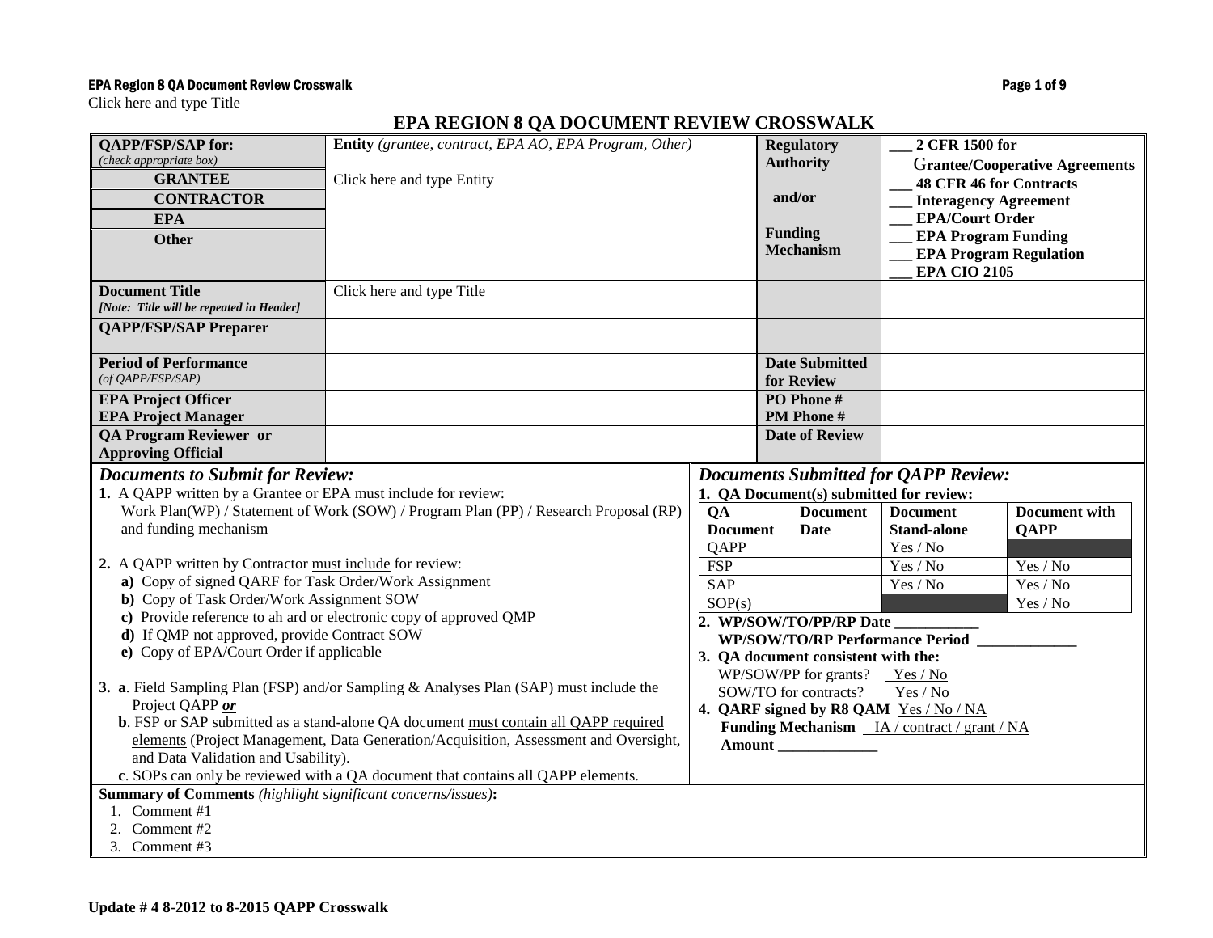Click here and type Title

# EPA REGION 8 QA DOCUMENT REVIEW CROSSWALK

| **QAPP/FSP/SAP for:** *(check appropriate box)* | **Entity** *(grantee, contract, EPA AO, EPA Program, Other)* | **Regulatory Authority and/or Funding Mechanism** | ___ **2 CFR 1500 for Grantee/Cooperative Agreements** |
|---|---|---|---|
| **GRANTEE** | Click here and type Entity | | ___ **48 CFR 46 for Contracts** |
| **CONTRACTOR** | | | ___ **Interagency Agreement** |
| **EPA** | | | ___ **EPA/Court Order** |
| **Other** | | | ___ **EPA Program Funding** |
| | | | ___ **EPA Program Regulation** |
| | | | ___ **EPA CIO 2105** |
| **Document Title** *[Note: Title will be repeated in Header]* | Click here and type Title | | |
| **QAPP/FSP/SAP Preparer** | | | |
| **Period of Performance** *(of QAPP/FSP/SAP)* | | **Date Submitted for Review** | |
| **EPA Project Officer** **EPA Project Manager** | | **PO Phone #** **PM Phone #** | |
| **QA Program Reviewer or Approving Official** | | **Date of Review** | |

## *Documents to Submit for Review:*

**1.** A QAPP written by a Grantee or EPA must include for review:
Work Plan(WP) / Statement of Work (SOW) / Program Plan (PP) / Research Proposal (RP) and funding mechanism

**2.** A QAPP written by Contractor must include for review:

- **a)** Copy of signed QARF for Task Order/Work Assignment
- **b)** Copy of Task Order/Work Assignment SOW
- **c)** Provide reference to ah ard or electronic copy of approved QMP
- **d)** If QMP not approved, provide Contract SOW
- **e)** Copy of EPA/Court Order if applicable

**3. a**. Field Sampling Plan (FSP) and/or Sampling & Analyses Plan (SAP) must include the Project QAPP ***or***

**b**. FSP or SAP submitted as a stand-alone QA document must contain all QAPP required elements (Project Management, Data Generation/Acquisition, Assessment and Oversight, and Data Validation and Usability).

**c**. SOPs can only be reviewed with a QA document that contains all QAPP elements.

## *Documents Submitted for QAPP Review:*

**1. QA Document(s) submitted for review:**

| QA Document | Document Date | Document Stand-alone | Document with QAPP |
|---|---|---|---|
| QAPP | | Yes / No | |
| FSP | | Yes / No | Yes / No |
| SAP | | Yes / No | Yes / No |
| SOP(s) | | | Yes / No |

**2. WP/SOW/TO/PP/RP Date ___________**
**WP/SOW/TO/RP Performance Period _____________**

**3. QA document consistent with the:**
WP/SOW/PP for grants? Yes / No
SOW/TO for contracts? Yes / No

**4. QARF signed by R8 QAM** Yes / No / NA
**Funding Mechanism** IA / contract / grant / NA
**Amount _____________**

**Summary of Comments** *(highlight significant concerns/issues)***:**

1. Comment #1
2. Comment #2
3. Comment #3

**Update # 4 8-2012 to 8-2015 QAPP Crosswalk**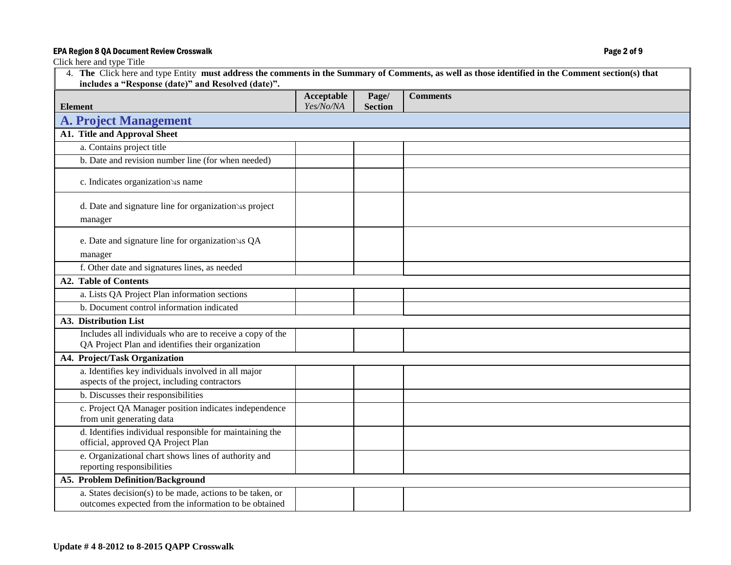Click here and type Title

4. **The** Click here and type Entity **must address the comments in the Summary of Comments, as well as those identified in the Comment section(s) that includes a "Response (date)" and Resolved (date)".**

| **Element** | **Acceptable** *Yes/No/NA* | **Page/ Section** | **Comments** |
|---|---|---|---|
| **A. Project Management** | | | |
| **A1. Title and Approval Sheet** | | | |
| a. Contains project title | | | |
| b. Date and revision number line (for when needed) | | | |
| c. Indicates organization↘s name | | | |
| d. Date and signature line for organization↘s project manager | | | |
| e. Date and signature line for organization↘s QA manager | | | |
| f. Other date and signatures lines, as needed | | | |
| **A2. Table of Contents** | | | |
| a. Lists QA Project Plan information sections | | | |
| b. Document control information indicated | | | |
| **A3. Distribution List** | | | |
| Includes all individuals who are to receive a copy of the QA Project Plan and identifies their organization | | | |
| **A4. Project/Task Organization** | | | |
| a. Identifies key individuals involved in all major aspects of the project, including contractors | | | |
| b. Discusses their responsibilities | | | |
| c. Project QA Manager position indicates independence from unit generating data | | | |
| d. Identifies individual responsible for maintaining the official, approved QA Project Plan | | | |
| e. Organizational chart shows lines of authority and reporting responsibilities | | | |
| **A5. Problem Definition/Background** | | | |
| a. States decision(s) to be made, actions to be taken, or outcomes expected from the information to be obtained | | | |

**Update # 4 8-2012 to 8-2015 QAPP Crosswalk**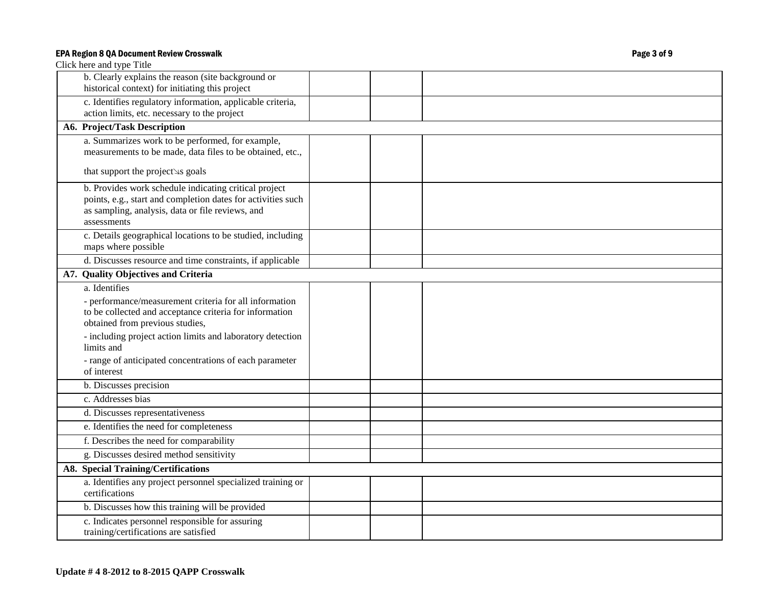Click here and type Title

| | | | |
|---|---|---|---|
| b. Clearly explains the reason (site background or historical context) for initiating this project | | | |
| c. Identifies regulatory information, applicable criteria, action limits, etc. necessary to the project | | | |
| **A6. Project/Task Description** | | | |
| a. Summarizes work to be performed, for example, measurements to be made, data files to be obtained, etc., that support the project↘s goals | | | |
| b. Provides work schedule indicating critical project points, e.g., start and completion dates for activities such as sampling, analysis, data or file reviews, and assessments | | | |
| c. Details geographical locations to be studied, including maps where possible | | | |
| d. Discusses resource and time constraints, if applicable | | | |
| **A7. Quality Objectives and Criteria** | | | |
| a. Identifies<br>- performance/measurement criteria for all information to be collected and acceptance criteria for information obtained from previous studies,<br>- including project action limits and laboratory detection limits and<br>- range of anticipated concentrations of each parameter of interest | | | |
| b. Discusses precision | | | |
| c. Addresses bias | | | |
| d. Discusses representativeness | | | |
| e. Identifies the need for completeness | | | |
| f. Describes the need for comparability | | | |
| g. Discusses desired method sensitivity | | | |
| **A8. Special Training/Certifications** | | | |
| a. Identifies any project personnel specialized training or certifications | | | |
| b. Discusses how this training will be provided | | | |
| c. Indicates personnel responsible for assuring training/certifications are satisfied | | | |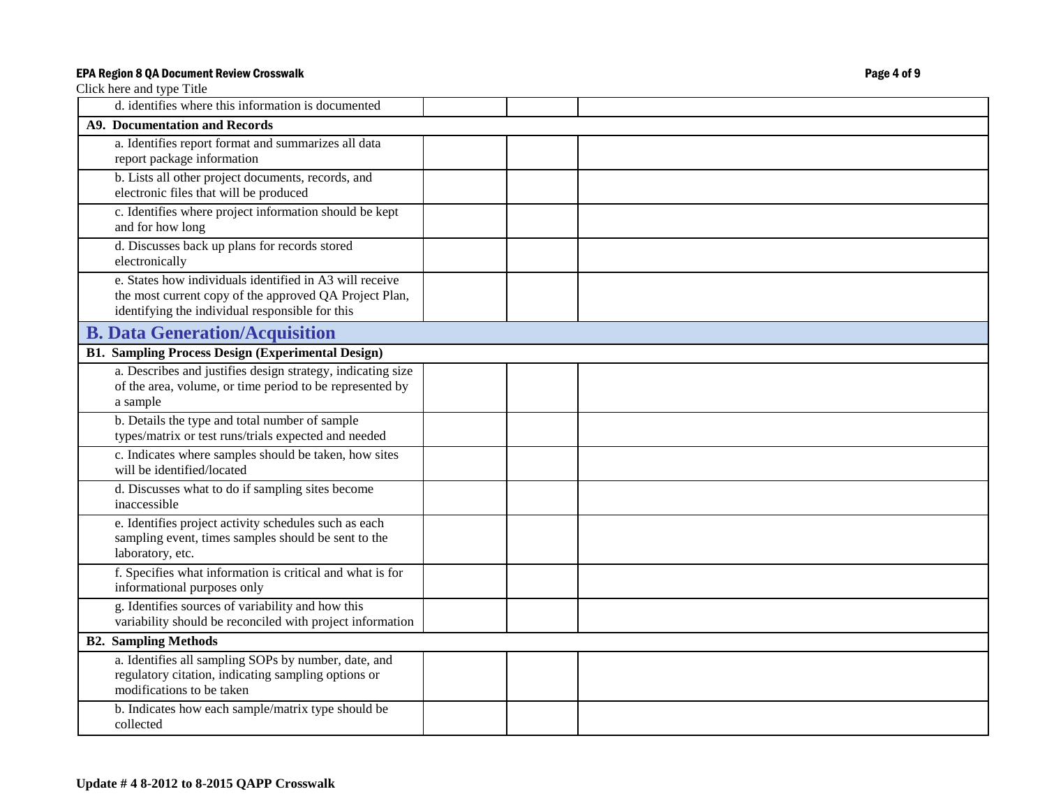Click here and type Title

| | | | |
|---|---|---|---|
| d. identifies where this information is documented | | | |
| **A9. Documentation and Records** | | | |
| a. Identifies report format and summarizes all data report package information | | | |
| b. Lists all other project documents, records, and electronic files that will be produced | | | |
| c. Identifies where project information should be kept and for how long | | | |
| d. Discusses back up plans for records stored electronically | | | |
| e. States how individuals identified in A3 will receive the most current copy of the approved QA Project Plan, identifying the individual responsible for this | | | |
| **B. Data Generation/Acquisition** | | | |
| **B1. Sampling Process Design (Experimental Design)** | | | |
| a. Describes and justifies design strategy, indicating size of the area, volume, or time period to be represented by a sample | | | |
| b. Details the type and total number of sample types/matrix or test runs/trials expected and needed | | | |
| c. Indicates where samples should be taken, how sites will be identified/located | | | |
| d. Discusses what to do if sampling sites become inaccessible | | | |
| e. Identifies project activity schedules such as each sampling event, times samples should be sent to the laboratory, etc. | | | |
| f. Specifies what information is critical and what is for informational purposes only | | | |
| g. Identifies sources of variability and how this variability should be reconciled with project information | | | |
| **B2. Sampling Methods** | | | |
| a. Identifies all sampling SOPs by number, date, and regulatory citation, indicating sampling options or modifications to be taken | | | |
| b. Indicates how each sample/matrix type should be collected | | | |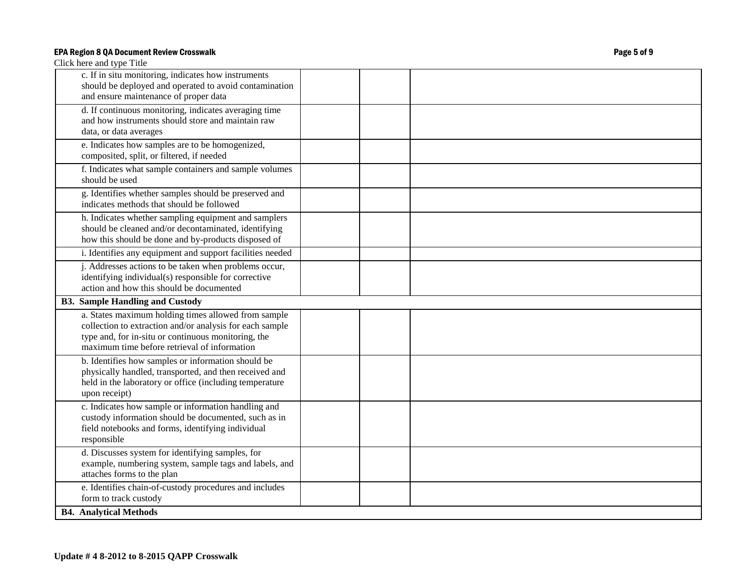Click here and type Title

| | | | |
|---|---|---|---|
| c. If in situ monitoring, indicates how instruments should be deployed and operated to avoid contamination and ensure maintenance of proper data | | | |
| d. If continuous monitoring, indicates averaging time and how instruments should store and maintain raw data, or data averages | | | |
| e. Indicates how samples are to be homogenized, composited, split, or filtered, if needed | | | |
| f. Indicates what sample containers and sample volumes should be used | | | |
| g. Identifies whether samples should be preserved and indicates methods that should be followed | | | |
| h. Indicates whether sampling equipment and samplers should be cleaned and/or decontaminated, identifying how this should be done and by-products disposed of | | | |
| i. Identifies any equipment and support facilities needed | | | |
| j. Addresses actions to be taken when problems occur, identifying individual(s) responsible for corrective action and how this should be documented | | | |
| **B3. Sample Handling and Custody** | | | |
| a. States maximum holding times allowed from sample collection to extraction and/or analysis for each sample type and, for in-situ or continuous monitoring, the maximum time before retrieval of information | | | |
| b. Identifies how samples or information should be physically handled, transported, and then received and held in the laboratory or office (including temperature upon receipt) | | | |
| c. Indicates how sample or information handling and custody information should be documented, such as in field notebooks and forms, identifying individual responsible | | | |
| d. Discusses system for identifying samples, for example, numbering system, sample tags and labels, and attaches forms to the plan | | | |
| e. Identifies chain-of-custody procedures and includes form to track custody | | | |
| **B4. Analytical Methods** | | | |

**Update # 4 8-2012 to 8-2015 QAPP Crosswalk**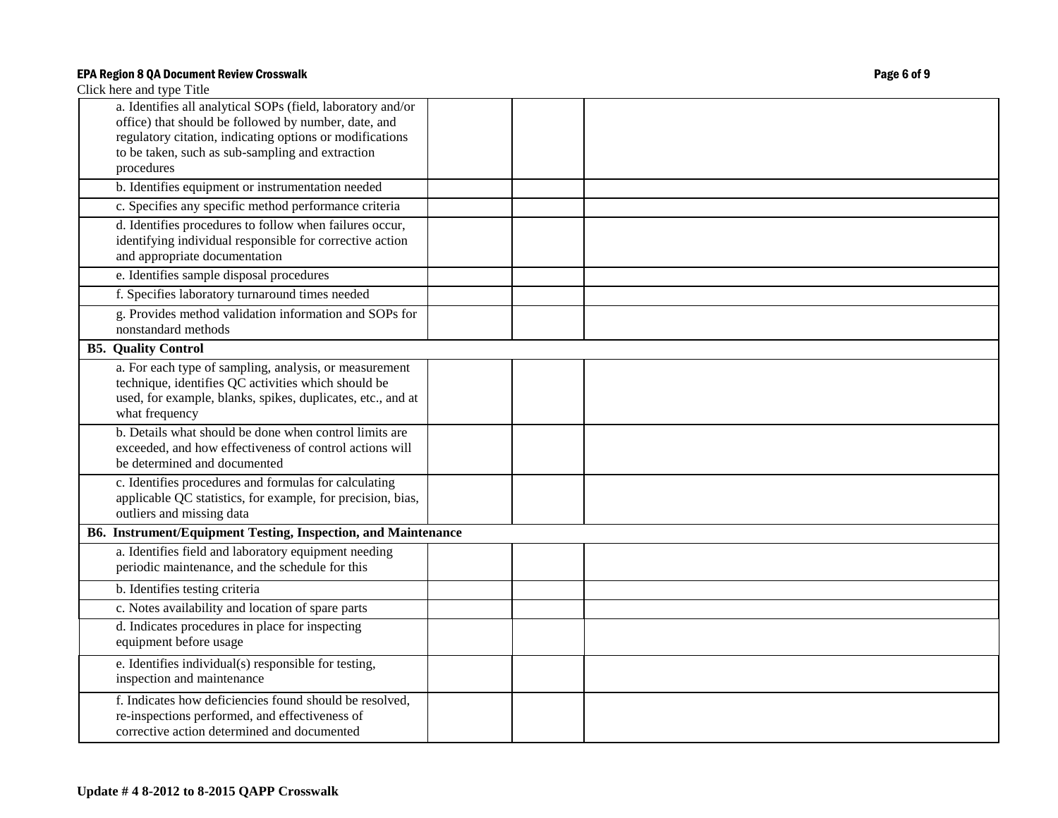Click here and type Title

| | | | |
|---|---|---|---|
| a. Identifies all analytical SOPs (field, laboratory and/or office) that should be followed by number, date, and regulatory citation, indicating options or modifications to be taken, such as sub-sampling and extraction procedures | | | |
| b. Identifies equipment or instrumentation needed | | | |
| c. Specifies any specific method performance criteria | | | |
| d. Identifies procedures to follow when failures occur, identifying individual responsible for corrective action and appropriate documentation | | | |
| e. Identifies sample disposal procedures | | | |
| f. Specifies laboratory turnaround times needed | | | |
| g. Provides method validation information and SOPs for nonstandard methods | | | |
| **B5. Quality Control** | | | |
| a. For each type of sampling, analysis, or measurement technique, identifies QC activities which should be used, for example, blanks, spikes, duplicates, etc., and at what frequency | | | |
| b. Details what should be done when control limits are exceeded, and how effectiveness of control actions will be determined and documented | | | |
| c. Identifies procedures and formulas for calculating applicable QC statistics, for example, for precision, bias, outliers and missing data | | | |
| **B6. Instrument/Equipment Testing, Inspection, and Maintenance** | | | |
| a. Identifies field and laboratory equipment needing periodic maintenance, and the schedule for this | | | |
| b. Identifies testing criteria | | | |
| c. Notes availability and location of spare parts | | | |
| d. Indicates procedures in place for inspecting equipment before usage | | | |
| e. Identifies individual(s) responsible for testing, inspection and maintenance | | | |
| f. Indicates how deficiencies found should be resolved, re-inspections performed, and effectiveness of corrective action determined and documented | | | |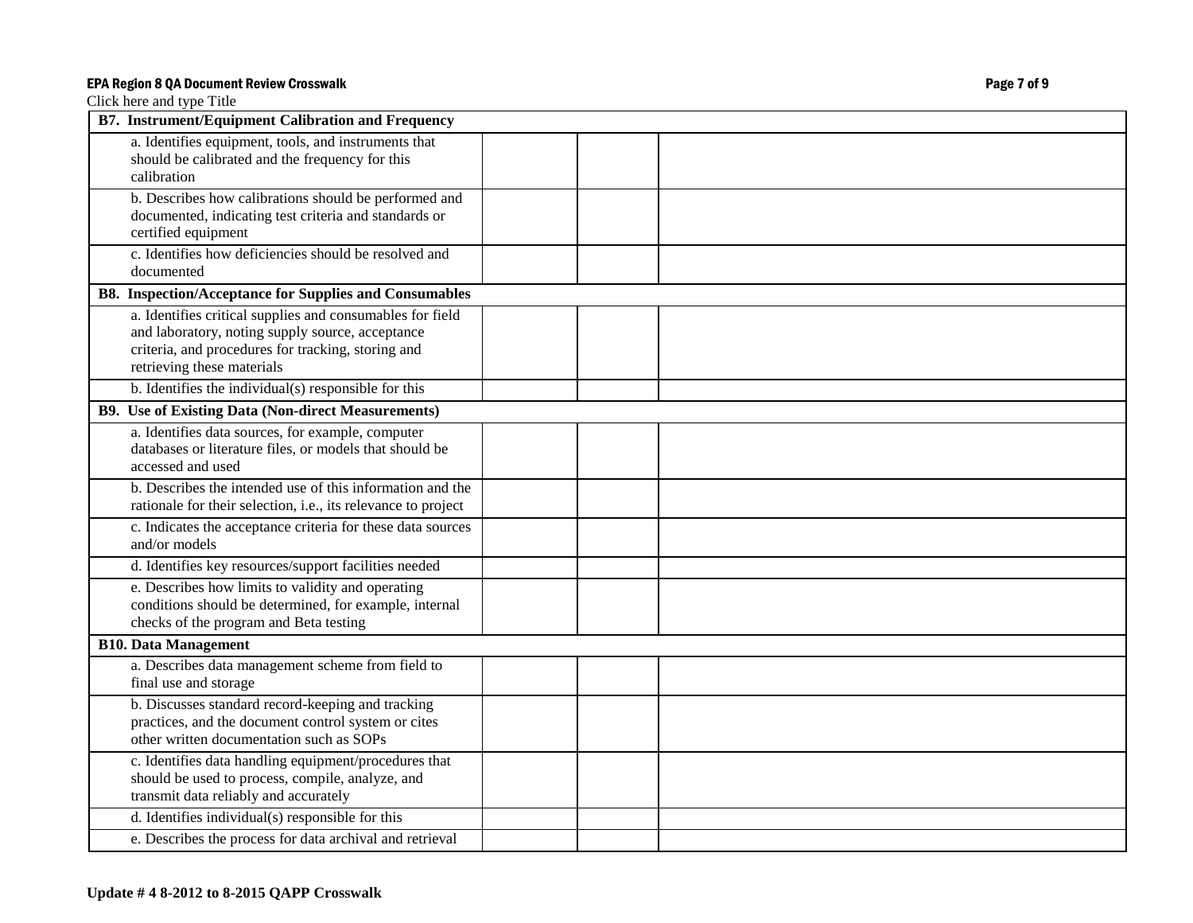Click here and type Title

| B7. Instrument/Equipment Calibration and Frequency | | | |
|---|---|---|---|
| a. Identifies equipment, tools, and instruments that should be calibrated and the frequency for this calibration | | | |
| b. Describes how calibrations should be performed and documented, indicating test criteria and standards or certified equipment | | | |
| c. Identifies how deficiencies should be resolved and documented | | | |
| **B8. Inspection/Acceptance for Supplies and Consumables** | | | |
| a. Identifies critical supplies and consumables for field and laboratory, noting supply source, acceptance criteria, and procedures for tracking, storing and retrieving these materials | | | |
| b. Identifies the individual(s) responsible for this | | | |
| **B9. Use of Existing Data (Non-direct Measurements)** | | | |
| a. Identifies data sources, for example, computer databases or literature files, or models that should be accessed and used | | | |
| b. Describes the intended use of this information and the rationale for their selection, i.e., its relevance to project | | | |
| c. Indicates the acceptance criteria for these data sources and/or models | | | |
| d. Identifies key resources/support facilities needed | | | |
| e. Describes how limits to validity and operating conditions should be determined, for example, internal checks of the program and Beta testing | | | |
| **B10. Data Management** | | | |
| a. Describes data management scheme from field to final use and storage | | | |
| b. Discusses standard record-keeping and tracking practices, and the document control system or cites other written documentation such as SOPs | | | |
| c. Identifies data handling equipment/procedures that should be used to process, compile, analyze, and transmit data reliably and accurately | | | |
| d. Identifies individual(s) responsible for this | | | |
| e. Describes the process for data archival and retrieval | | | |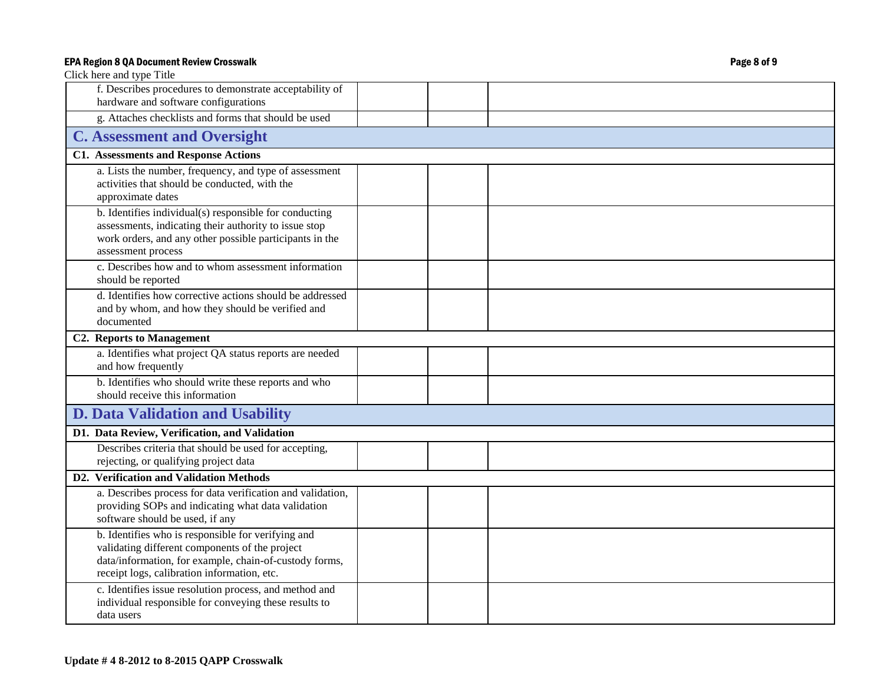Click here and type Title

| | | | |
|---|---|---|---|
| f. Describes procedures to demonstrate acceptability of hardware and software configurations | | | |
| g. Attaches checklists and forms that should be used | | | |
| **C. Assessment and Oversight** | | | |
| **C1. Assessments and Response Actions** | | | |
| a. Lists the number, frequency, and type of assessment activities that should be conducted, with the approximate dates | | | |
| b. Identifies individual(s) responsible for conducting assessments, indicating their authority to issue stop work orders, and any other possible participants in the assessment process | | | |
| c. Describes how and to whom assessment information should be reported | | | |
| d. Identifies how corrective actions should be addressed and by whom, and how they should be verified and documented | | | |
| **C2. Reports to Management** | | | |
| a. Identifies what project QA status reports are needed and how frequently | | | |
| b. Identifies who should write these reports and who should receive this information | | | |
| **D. Data Validation and Usability** | | | |
| **D1. Data Review, Verification, and Validation** | | | |
| Describes criteria that should be used for accepting, rejecting, or qualifying project data | | | |
| **D2. Verification and Validation Methods** | | | |
| a. Describes process for data verification and validation, providing SOPs and indicating what data validation software should be used, if any | | | |
| b. Identifies who is responsible for verifying and validating different components of the project data/information, for example, chain-of-custody forms, receipt logs, calibration information, etc. | | | |
| c. Identifies issue resolution process, and method and individual responsible for conveying these results to data users | | | |

**Update # 4 8-2012 to 8-2015 QAPP Crosswalk**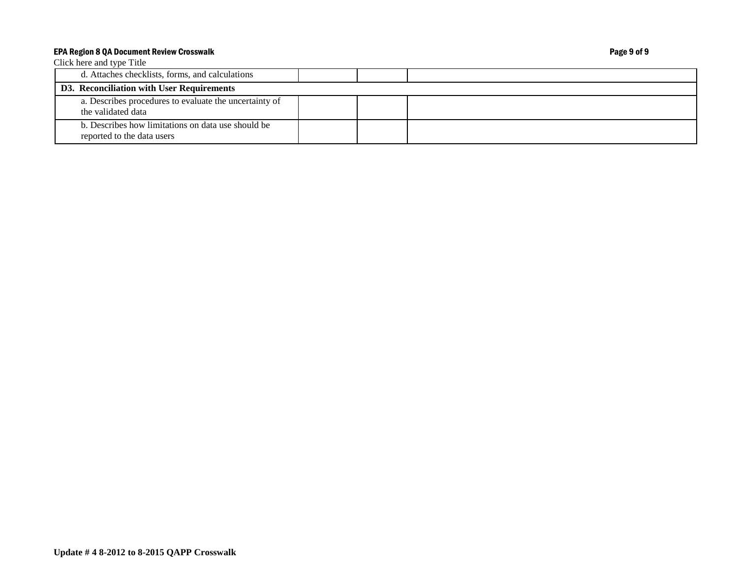Click here and type Title

| | | | |
|---|---|---|---|
| d. Attaches checklists, forms, and calculations | | | |
| **D3. Reconciliation with User Requirements** | | | |
| a. Describes procedures to evaluate the uncertainty of the validated data | | | |
| b. Describes how limitations on data use should be reported to the data users | | | |